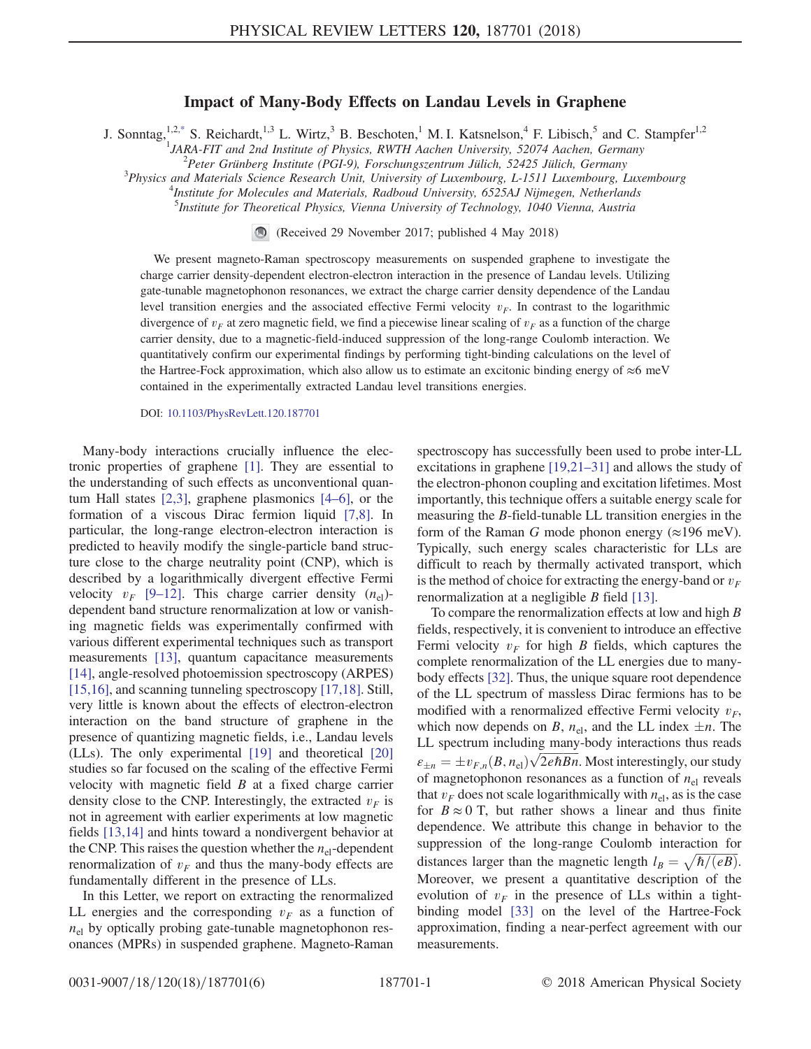# Impact of Many-Body Effects on Landau Levels in Graphene

J. Sonntag,[1,2,*] S. Reichardt,[1,3] L. Wirtz,[3] B. Beschoten,[1] M. I. Katsnelson,[4] F. Libisch,[5] and C. Stampfer[1,2]

[1]JARA-FIT and 2nd Institute of Physics, RWTH Aachen University, 52074 Aachen, Germany
[2]Peter Grünberg Institute (PGI-9), Forschungszentrum Jülich, 52425 Jülich, Germany
[3]Physics and Materials Science Research Unit, University of Luxembourg, L-1511 Luxembourg, Luxembourg
[4]Institute for Molecules and Materials, Radboud University, 6525AJ Nijmegen, Netherlands
[5]Institute for Theoretical Physics, Vienna University of Technology, 1040 Vienna, Austria

(Received 29 November 2017; published 4 May 2018)

We present magneto-Raman spectroscopy measurements on suspended graphene to investigate the charge carrier density-dependent electron-electron interaction in the presence of Landau levels. Utilizing gate-tunable magnetophonon resonances, we extract the charge carrier density dependence of the Landau level transition energies and the associated effective Fermi velocity $v_F$. In contrast to the logarithmic divergence of $v_F$ at zero magnetic field, we find a piecewise linear scaling of $v_F$ as a function of the charge carrier density, due to a magnetic-field-induced suppression of the long-range Coulomb interaction. We quantitatively confirm our experimental findings by performing tight-binding calculations on the level of the Hartree-Fock approximation, which also allow us to estimate an excitonic binding energy of $\approx$6 meV contained in the experimentally extracted Landau level transitions energies.

DOI: 10.1103/PhysRevLett.120.187701

Many-body interactions crucially influence the electronic properties of graphene [1]. They are essential to the understanding of such effects as unconventional quantum Hall states [2,3], graphene plasmonics [4–6], or the formation of a viscous Dirac fermion liquid [7,8]. In particular, the long-range electron-electron interaction is predicted to heavily modify the single-particle band structure close to the charge neutrality point (CNP), which is described by a logarithmically divergent effective Fermi velocity $v_F$ [9–12]. This charge carrier density ($n_{\mathrm{el}}$)-dependent band structure renormalization at low or vanishing magnetic fields was experimentally confirmed with various different experimental techniques such as transport measurements [13], quantum capacitance measurements [14], angle-resolved photoemission spectroscopy (ARPES) [15,16], and scanning tunneling spectroscopy [17,18]. Still, very little is known about the effects of electron-electron interaction on the band structure of graphene in the presence of quantizing magnetic fields, i.e., Landau levels (LLs). The only experimental [19] and theoretical [20] studies so far focused on the scaling of the effective Fermi velocity with magnetic field $B$ at a fixed charge carrier density close to the CNP. Interestingly, the extracted $v_F$ is not in agreement with earlier experiments at low magnetic fields [13,14] and hints toward a nondivergent behavior at the CNP. This raises the question whether the $n_{\mathrm{el}}$-dependent renormalization of $v_F$ and thus the many-body effects are fundamentally different in the presence of LLs.

In this Letter, we report on extracting the renormalized LL energies and the corresponding $v_F$ as a function of $n_{\mathrm{el}}$ by optically probing gate-tunable magnetophonon resonances (MPRs) in suspended graphene. Magneto-Raman spectroscopy has successfully been used to probe inter-LL excitations in graphene [19,21–31] and allows the study of the electron-phonon coupling and excitation lifetimes. Most importantly, this technique offers a suitable energy scale for measuring the $B$-field-tunable LL transition energies in the form of the Raman $G$ mode phonon energy ($\approx$196 meV). Typically, such energy scales characteristic for LLs are difficult to reach by thermally activated transport, which is the method of choice for extracting the energy-band or $v_F$ renormalization at a negligible $B$ field [13].

To compare the renormalization effects at low and high $B$ fields, respectively, it is convenient to introduce an effective Fermi velocity $v_F$ for high $B$ fields, which captures the complete renormalization of the LL energies due to many-body effects [32]. Thus, the unique square root dependence of the LL spectrum of massless Dirac fermions has to be modified with a renormalized effective Fermi velocity $v_F$, which now depends on $B$, $n_{\mathrm{el}}$, and the LL index $\pm n$. The LL spectrum including many-body interactions thus reads $\varepsilon_{\pm n} = \pm v_{F,n}(B, n_{\mathrm{el}})\sqrt{2e\hbar B n}$. Most interestingly, our study of magnetophonon resonances as a function of $n_{\mathrm{el}}$ reveals that $v_F$ does not scale logarithmically with $n_{\mathrm{el}}$, as is the case for $B \approx 0$ T, but rather shows a linear and thus finite dependence. We attribute this change in behavior to the suppression of the long-range Coulomb interaction for distances larger than the magnetic length $l_B = \sqrt{\hbar/(eB)}$. Moreover, we present a quantitative description of the evolution of $v_F$ in the presence of LLs within a tight-binding model [33] on the level of the Hartree-Fock approximation, finding a near-perfect agreement with our measurements.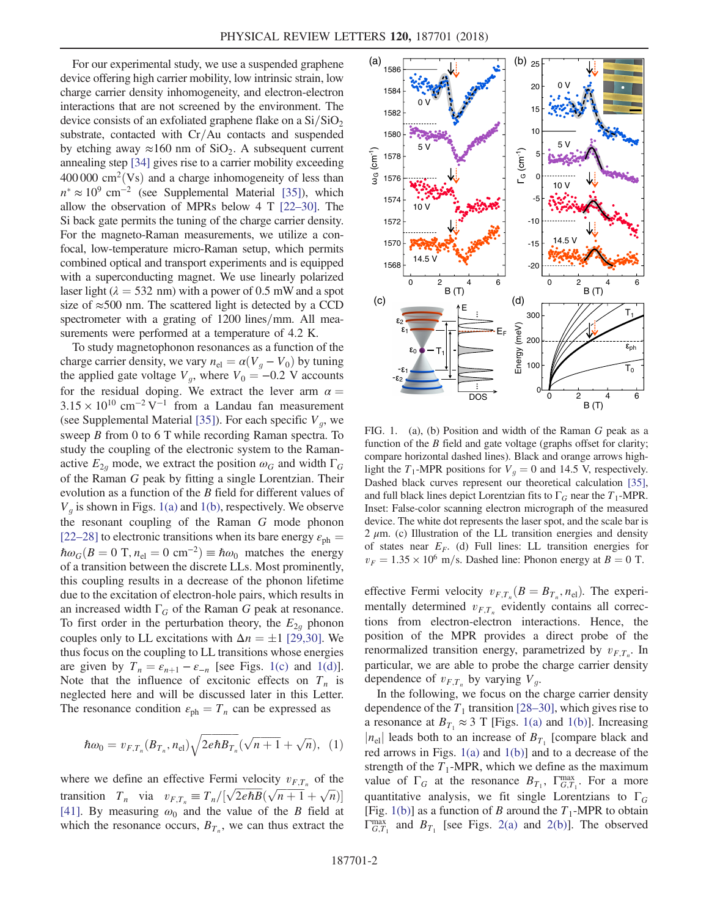For our experimental study, we use a suspended graphene device offering high carrier mobility, low intrinsic strain, low charge carrier density inhomogeneity, and electron-electron interactions that are not screened by the environment. The device consists of an exfoliated graphene flake on a $Si/SiO_2$ substrate, contacted with Cr/Au contacts and suspended by etching away $\approx 160$ nm of $SiO_2$. A subsequent current annealing step [34] gives rise to a carrier mobility exceeding 400 000 $cm^2(Vs)$ and a charge inhomogeneity of less than $n^* \approx 10^9$ $cm^{-2}$ (see Supplemental Material [35]), which allow the observation of MPRs below 4 T [22–30]. The Si back gate permits the tuning of the charge carrier density. For the magneto-Raman measurements, we utilize a confocal, low-temperature micro-Raman setup, which permits combined optical and transport experiments and is equipped with a superconducting magnet. We use linearly polarized laser light ($\lambda = 532$ nm) with a power of 0.5 mW and a spot size of $\approx 500$ nm. The scattered light is detected by a CCD spectrometer with a grating of 1200 lines/mm. All measurements were performed at a temperature of 4.2 K.

To study magnetophonon resonances as a function of the charge carrier density, we vary $n_{\mathrm{el}} = \alpha(V_g - V_0)$ by tuning the applied gate voltage $V_g$, where $V_0 = -0.2$ V accounts for the residual doping. We extract the lever arm $\alpha = 3.15 \times 10^{10}$ $cm^{-2}\,V^{-1}$ from a Landau fan measurement (see Supplemental Material [35]). For each specific $V_g$, we sweep $B$ from 0 to 6 T while recording Raman spectra. To study the coupling of the electronic system to the Raman-active $E_{2g}$ mode, we extract the position $\omega_G$ and width $\Gamma_G$ of the Raman $G$ peak by fitting a single Lorentzian. Their evolution as a function of the $B$ field for different values of $V_g$ is shown in Figs. 1(a) and 1(b), respectively. We observe the resonant coupling of the Raman $G$ mode phonon [22–28] to electronic transitions when its bare energy $\varepsilon_{\mathrm{ph}} = \hbar\omega_G(B = 0\ \mathrm{T}, n_{\mathrm{el}} = 0\ \mathrm{cm}^{-2}) \equiv \hbar\omega_0$ matches the energy of a transition between the discrete LLs. Most prominently, this coupling results in a decrease of the phonon lifetime due to the excitation of electron-hole pairs, which results in an increased width $\Gamma_G$ of the Raman $G$ peak at resonance. To first order in the perturbation theory, the $E_{2g}$ phonon couples only to LL excitations with $\Delta n = \pm 1$ [29,30]. We thus focus on the coupling to LL transitions whose energies are given by $T_n = \varepsilon_{n+1} - \varepsilon_{-n}$ [see Figs. 1(c) and 1(d)]. Note that the influence of excitonic effects on $T_n$ is neglected here and will be discussed later in this Letter. The resonance condition $\varepsilon_{\mathrm{ph}} = T_n$ can be expressed as

$$\hbar\omega_0 = v_{F,T_n}(B_{T_n}, n_{\mathrm{el}})\sqrt{2e\hbar B_{T_n}}(\sqrt{n+1} + \sqrt{n}), \quad (1)$$

where we define an effective Fermi velocity $v_{F,T_n}$ of the transition $T_n$ via $v_{F,T_n} \equiv T_n/[\sqrt{2e\hbar B}(\sqrt{n+1} + \sqrt{n})]$ [41]. By measuring $\omega_0$ and the value of the $B$ field at which the resonance occurs, $B_{T_n}$, we can thus extract the effective Fermi velocity $v_{F,T_n}(B = B_{T_n}, n_{\mathrm{el}})$. The experimentally determined $v_{F,T_n}$ evidently contains all corrections from electron-electron interactions. Hence, the position of the MPR provides a direct probe of the renormalized transition energy, parametrized by $v_{F,T_n}$. In particular, we are able to probe the charge carrier density dependence of $v_{F,T_n}$ by varying $V_g$.

FIG. 1. (a), (b) Position and width of the Raman $G$ peak as a function of the $B$ field and gate voltage (graphs offset for clarity; compare horizontal dashed lines). Black and orange arrows highlight the $T_1$-MPR positions for $V_g = 0$ and 14.5 V, respectively. Dashed black curves represent our theoretical calculation [35], and full black lines depict Lorentzian fits to $\Gamma_G$ near the $T_1$-MPR. Inset: False-color scanning electron micrograph of the measured device. The white dot represents the laser spot, and the scale bar is 2 $\mu$m. (c) Illustration of the LL transition energies and density of states near $E_F$. (d) Full lines: LL transition energies for $v_F = 1.35 \times 10^6$ m/s. Dashed line: Phonon energy at $B = 0$ T.

In the following, we focus on the charge carrier density dependence of the $T_1$ transition [28–30], which gives rise to a resonance at $B_{T_1} \approx 3$ T [Figs. 1(a) and 1(b)]. Increasing $|n_{\mathrm{el}}|$ leads both to an increase of $B_{T_1}$ [compare black and red arrows in Figs. 1(a) and 1(b)] and to a decrease of the strength of the $T_1$-MPR, which we define as the maximum value of $\Gamma_G$ at the resonance $B_{T_1}$, $\Gamma_{G,T_1}^{\max}$. For a more quantitative analysis, we fit single Lorentzians to $\Gamma_G$ [Fig. 1(b)] as a function of $B$ around the $T_1$-MPR to obtain $\Gamma_{G,T_1}^{\max}$ and $B_{T_1}$ [see Figs. 2(a) and 2(b)]. The observed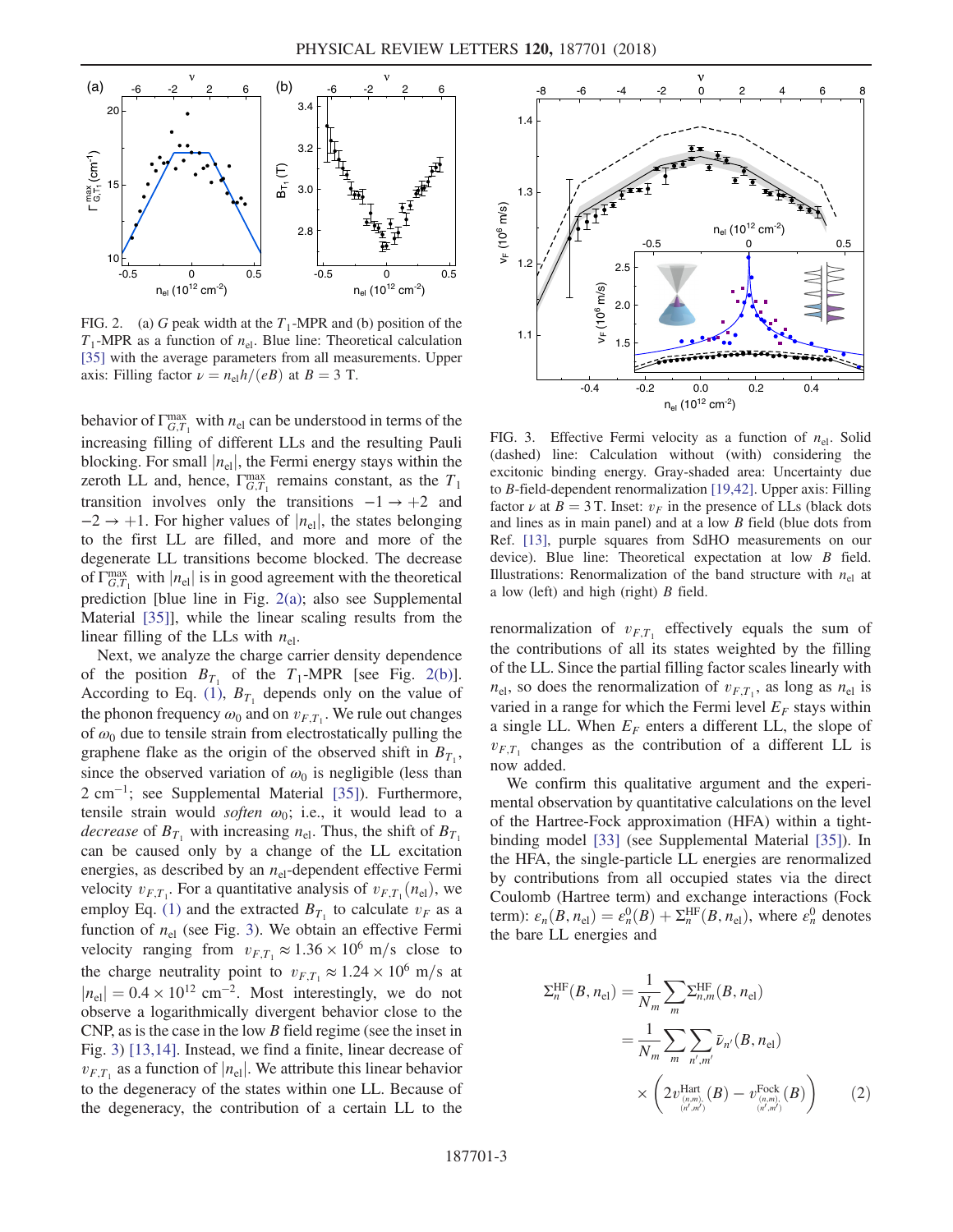FIG. 2. (a) $G$ peak width at the $T_1$-MPR and (b) position of the $T_1$-MPR as a function of $n_{\text{el}}$. Blue line: Theoretical calculation [35] with the average parameters from all measurements. Upper axis: Filling factor $\nu = n_{\text{el}}h/(eB)$ at $B = 3$ T.

behavior of $\Gamma_{G,T_1}^{\max}$ with $n_{\text{el}}$ can be understood in terms of the increasing filling of different LLs and the resulting Pauli blocking. For small $|n_{\text{el}}|$, the Fermi energy stays within the zeroth LL and, hence, $\Gamma_{G,T_1}^{\max}$ remains constant, as the $T_1$ transition involves only the transitions $-1 \to +2$ and $-2 \to +1$. For higher values of $|n_{\text{el}}|$, the states belonging to the first LL are filled, and more and more of the degenerate LL transitions become blocked. The decrease of $\Gamma_{G,T_1}^{\max}$ with $|n_{\text{el}}|$ is in good agreement with the theoretical prediction [blue line in Fig. 2(a); also see Supplemental Material [35]], while the linear scaling results from the linear filling of the LLs with $n_{\text{el}}$.

Next, we analyze the charge carrier density dependence of the position $B_{T_1}$ of the $T_1$-MPR [see Fig. 2(b)]. According to Eq. (1), $B_{T_1}$ depends only on the value of the phonon frequency $\omega_0$ and on $v_{F,T_1}$. We rule out changes of $\omega_0$ due to tensile strain from electrostatically pulling the graphene flake as the origin of the observed shift in $B_{T_1}$, since the observed variation of $\omega_0$ is negligible (less than 2 $\text{cm}^{-1}$; see Supplemental Material [35]). Furthermore, tensile strain would *soften* $\omega_0$; i.e., it would lead to a *decrease* of $B_{T_1}$ with increasing $n_{\text{el}}$. Thus, the shift of $B_{T_1}$ can be caused only by a change of the LL excitation energies, as described by an $n_{\text{el}}$-dependent effective Fermi velocity $v_{F,T_1}$. For a quantitative analysis of $v_{F,T_1}(n_{\text{el}})$, we employ Eq. (1) and the extracted $B_{T_1}$ to calculate $v_F$ as a function of $n_{\text{el}}$ (see Fig. 3). We obtain an effective Fermi velocity ranging from $v_{F,T_1} \approx 1.36 \times 10^6$ m/s close to the charge neutrality point to $v_{F,T_1} \approx 1.24 \times 10^6$ m/s at $|n_{\text{el}}| = 0.4 \times 10^{12}$ $\text{cm}^{-2}$. Most interestingly, we do not observe a logarithmically divergent behavior close to the CNP, as is the case in the low $B$ field regime (see the inset in Fig. 3) [13,14]. Instead, we find a finite, linear decrease of $v_{F,T_1}$ as a function of $|n_{\text{el}}|$. We attribute this linear behavior to the degeneracy of the states within one LL. Because of the degeneracy, the contribution of a certain LL to the renormalization of $v_{F,T_1}$ effectively equals the sum of the contributions of all its states weighted by the filling of the LL. Since the partial filling factor scales linearly with $n_{\text{el}}$, so does the renormalization of $v_{F,T_1}$, as long as $n_{\text{el}}$ is varied in a range for which the Fermi level $E_F$ stays within a single LL. When $E_F$ enters a different LL, the slope of $v_{F,T_1}$ changes as the contribution of a different LL is now added.

FIG. 3. Effective Fermi velocity as a function of $n_{\text{el}}$. Solid (dashed) line: Calculation without (with) considering the excitonic binding energy. Gray-shaded area: Uncertainty due to $B$-field-dependent renormalization [19,42]. Upper axis: Filling factor $\nu$ at $B = 3$ T. Inset: $v_F$ in the presence of LLs (black dots and lines as in main panel) and at a low $B$ field (blue dots from Ref. [13], purple squares from SdHO measurements on our device). Blue line: Theoretical expectation at low $B$ field. Illustrations: Renormalization of the band structure with $n_{\text{el}}$ at a low (left) and high (right) $B$ field.

We confirm this qualitative argument and the experimental observation by quantitative calculations on the level of the Hartree-Fock approximation (HFA) within a tight-binding model [33] (see Supplemental Material [35]). In the HFA, the single-particle LL energies are renormalized by contributions from all occupied states via the direct Coulomb (Hartree term) and exchange interactions (Fock term): $\varepsilon_n(B, n_{\text{el}}) = \varepsilon_n^0(B) + \Sigma_n^{\text{HF}}(B, n_{\text{el}})$, where $\varepsilon_n^0$ denotes the bare LL energies and

$$
\begin{aligned}
\Sigma_n^{\text{HF}}(B, n_{\text{el}}) &= \frac{1}{N_m} \sum_m \Sigma_{n,m}^{\text{HF}}(B, n_{\text{el}}) \\
&= \frac{1}{N_m} \sum_m \sum_{n',m'} \bar{\nu}_{n'}(B, n_{\text{el}}) \\
&\quad \times \left( 2 v^{\text{Hart}}_{\substack{(n,m),\\(n',m')}}(B) - v^{\text{Fock}}_{\substack{(n,m),\\(n',m')}}(B) \right)
\end{aligned}
\tag{2}
$$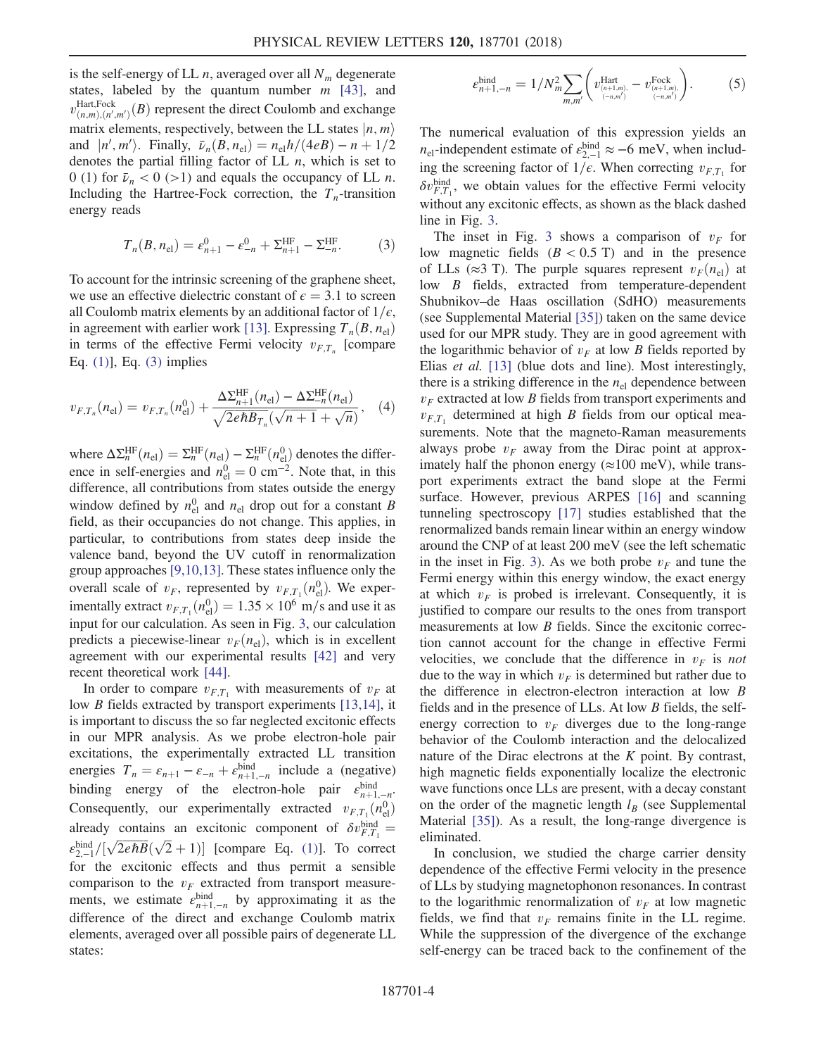is the self-energy of LL $n$, averaged over all $N_m$ degenerate states, labeled by the quantum number $m$ [43], and $v^{\mathrm{Hart,Fock}}_{(n,m),(n',m')}(B)$ represent the direct Coulomb and exchange matrix elements, respectively, between the LL states $|n, m\rangle$ and $|n', m'\rangle$. Finally, $\bar{\nu}_n(B, n_{\mathrm{el}}) = n_{\mathrm{el}} h/(4eB) - n + 1/2$ denotes the partial filling factor of LL $n$, which is set to 0 (1) for $\bar{\nu}_n < 0$ (>1) and equals the occupancy of LL $n$. Including the Hartree-Fock correction, the $T_n$-transition energy reads

$$T_n(B, n_{\mathrm{el}}) = \varepsilon^0_{n+1} - \varepsilon^0_{-n} + \Sigma^{\mathrm{HF}}_{n+1} - \Sigma^{\mathrm{HF}}_{-n}. \qquad (3)$$

To account for the intrinsic screening of the graphene sheet, we use an effective dielectric constant of $\epsilon = 3.1$ to screen all Coulomb matrix elements by an additional factor of $1/\epsilon$, in agreement with earlier work [13]. Expressing $T_n(B, n_{\mathrm{el}})$ in terms of the effective Fermi velocity $v_{F,T_n}$ [compare Eq. (1)], Eq. (3) implies

$$v_{F,T_n}(n_{\mathrm{el}}) = v_{F,T_n}(n^0_{\mathrm{el}}) + \frac{\Delta\Sigma^{\mathrm{HF}}_{n+1}(n_{\mathrm{el}}) - \Delta\Sigma^{\mathrm{HF}}_{-n}(n_{\mathrm{el}})}{\sqrt{2e\hbar B_{T_n}}(\sqrt{n+1} + \sqrt{n})}, \qquad (4)$$

where $\Delta\Sigma^{\mathrm{HF}}_n(n_{\mathrm{el}}) = \Sigma^{\mathrm{HF}}_n(n_{\mathrm{el}}) - \Sigma^{\mathrm{HF}}_n(n^0_{\mathrm{el}})$ denotes the difference in self-energies and $n^0_{\mathrm{el}} = 0\ \mathrm{cm}^{-2}$. Note that, in this difference, all contributions from states outside the energy window defined by $n^0_{\mathrm{el}}$ and $n_{\mathrm{el}}$ drop out for a constant $B$ field, as their occupancies do not change. This applies, in particular, to contributions from states deep inside the valence band, beyond the UV cutoff in renormalization group approaches [9,10,13]. These states influence only the overall scale of $v_F$, represented by $v_{F,T_1}(n^0_{\mathrm{el}})$. We experimentally extract $v_{F,T_1}(n^0_{\mathrm{el}}) = 1.35 \times 10^6$ m/s and use it as input for our calculation. As seen in Fig. 3, our calculation predicts a piecewise-linear $v_F(n_{\mathrm{el}})$, which is in excellent agreement with our experimental results [42] and very recent theoretical work [44].

In order to compare $v_{F,T_1}$ with measurements of $v_F$ at low $B$ fields extracted by transport experiments [13,14], it is important to discuss the so far neglected excitonic effects in our MPR analysis. As we probe electron-hole pair excitations, the experimentally extracted LL transition energies $T_n = \varepsilon_{n+1} - \varepsilon_{-n} + \varepsilon^{\mathrm{bind}}_{n+1,-n}$ include a (negative) binding energy of the electron-hole pair $\varepsilon^{\mathrm{bind}}_{n+1,-n}$. Consequently, our experimentally extracted $v_{F,T_1}(n^0_{\mathrm{el}})$ already contains an excitonic component of $\delta v^{\mathrm{bind}}_{F,T_1} = \varepsilon^{\mathrm{bind}}_{2,-1}/[\sqrt{2e\hbar B}(\sqrt{2}+1)]$ [compare Eq. (1)]. To correct for the excitonic effects and thus permit a sensible comparison to the $v_F$ extracted from transport measurements, we estimate $\varepsilon^{\mathrm{bind}}_{n+1,-n}$ by approximating it as the difference of the direct and exchange Coulomb matrix elements, averaged over all possible pairs of degenerate LL states:

$$\varepsilon^{\mathrm{bind}}_{n+1,-n} = 1/N^2_m \sum_{m,m'} \left( v^{\mathrm{Hart}}_{\substack{(n+1,m), \\ (-n,m')}} - v^{\mathrm{Fock}}_{\substack{(n+1,m), \\ (-n,m')}} \right). \qquad (5)$$

The numerical evaluation of this expression yields an $n_{\mathrm{el}}$-independent estimate of $\varepsilon^{\mathrm{bind}}_{2,-1} \approx -6$ meV, when including the screening factor of $1/\epsilon$. When correcting $v_{F,T_1}$ for $\delta v^{\mathrm{bind}}_{F,T_1}$, we obtain values for the effective Fermi velocity without any excitonic effects, as shown as the black dashed line in Fig. 3.

The inset in Fig. 3 shows a comparison of $v_F$ for low magnetic fields ($B < 0.5$ T) and in the presence of LLs ($\approx 3$ T). The purple squares represent $v_F(n_{\mathrm{el}})$ at low $B$ fields, extracted from temperature-dependent Shubnikov–de Haas oscillation (SdHO) measurements (see Supplemental Material [35]) taken on the same device used for our MPR study. They are in good agreement with the logarithmic behavior of $v_F$ at low $B$ fields reported by Elias *et al.* [13] (blue dots and line). Most interestingly, there is a striking difference in the $n_{\mathrm{el}}$ dependence between $v_F$ extracted at low $B$ fields from transport experiments and $v_{F,T_1}$ determined at high $B$ fields from our optical measurements. Note that the magneto-Raman measurements always probe $v_F$ away from the Dirac point at approximately half the phonon energy ($\approx 100$ meV), while transport experiments extract the band slope at the Fermi surface. However, previous ARPES [16] and scanning tunneling spectroscopy [17] studies established that the renormalized bands remain linear within an energy window around the CNP of at least 200 meV (see the left schematic in the inset in Fig. 3). As we both probe $v_F$ and tune the Fermi energy within this energy window, the exact energy at which $v_F$ is probed is irrelevant. Consequently, it is justified to compare our results to the ones from transport measurements at low $B$ fields. Since the excitonic correction cannot account for the change in effective Fermi velocities, we conclude that the difference in $v_F$ is *not* due to the way in which $v_F$ is determined but rather due to the difference in electron-electron interaction at low $B$ fields and in the presence of LLs. At low $B$ fields, the self-energy correction to $v_F$ diverges due to the long-range behavior of the Coulomb interaction and the delocalized nature of the Dirac electrons at the $K$ point. By contrast, high magnetic fields exponentially localize the electronic wave functions once LLs are present, with a decay constant on the order of the magnetic length $l_B$ (see Supplemental Material [35]). As a result, the long-range divergence is eliminated.

In conclusion, we studied the charge carrier density dependence of the effective Fermi velocity in the presence of LLs by studying magnetophonon resonances. In contrast to the logarithmic renormalization of $v_F$ at low magnetic fields, we find that $v_F$ remains finite in the LL regime. While the suppression of the divergence of the exchange self-energy can be traced back to the confinement of the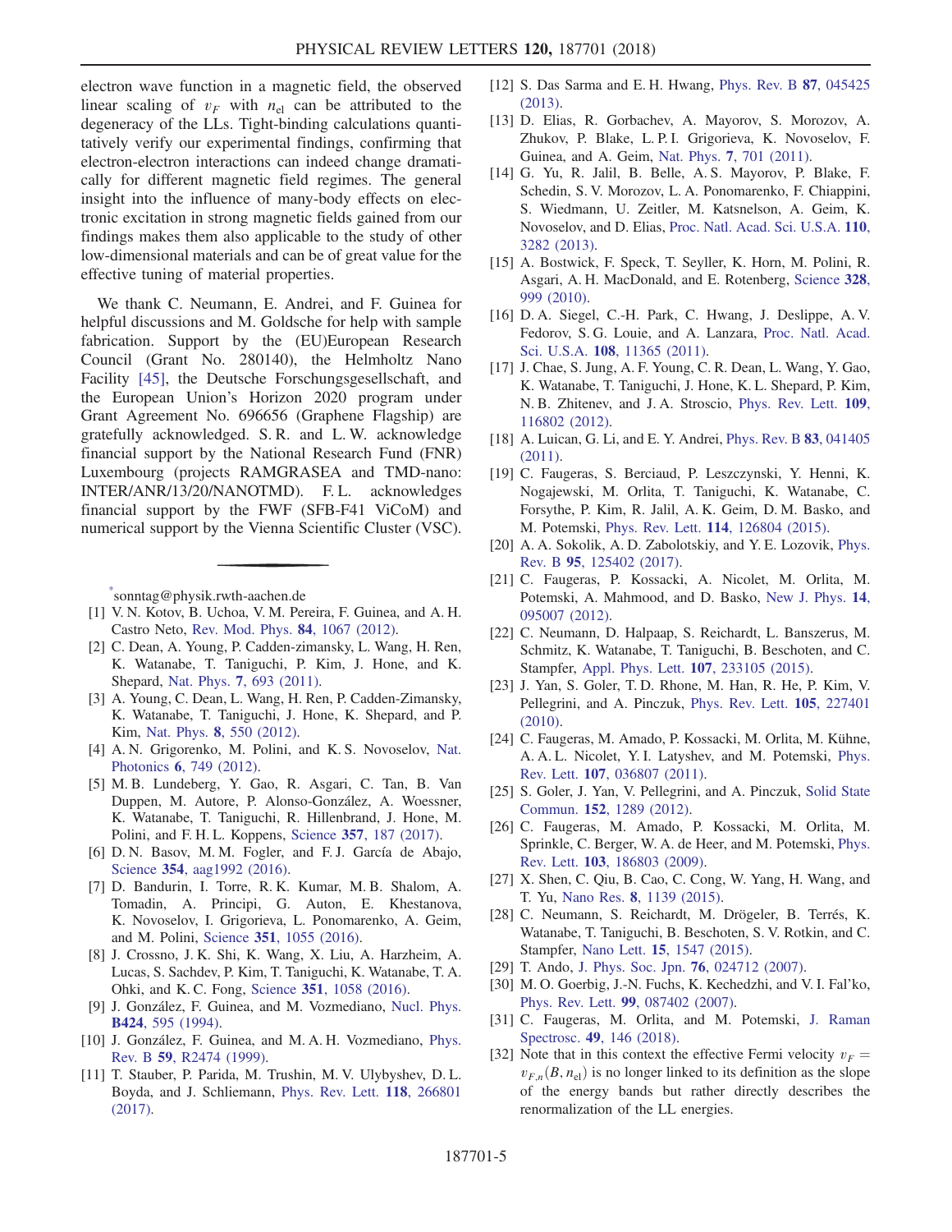electron wave function in a magnetic field, the observed linear scaling of $v_F$ with $n_{\mathrm{el}}$ can be attributed to the degeneracy of the LLs. Tight-binding calculations quantitatively verify our experimental findings, confirming that electron-electron interactions can indeed change dramatically for different magnetic field regimes. The general insight into the influence of many-body effects on electronic excitation in strong magnetic fields gained from our findings makes them also applicable to the study of other low-dimensional materials and can be of great value for the effective tuning of material properties.

We thank C. Neumann, E. Andrei, and F. Guinea for helpful discussions and M. Goldsche for help with sample fabrication. Support by the (EU)European Research Council (Grant No. 280140), the Helmholtz Nano Facility [45], the Deutsche Forschungsgesellschaft, and the European Union's Horizon 2020 program under Grant Agreement No. 696656 (Graphene Flagship) are gratefully acknowledged. S. R. and L. W. acknowledge financial support by the National Research Fund (FNR) Luxembourg (projects RAMGRASEA and TMD-nano: INTER/ANR/13/20/NANOTMD). F. L. acknowledges financial support by the FWF (SFB-F41 ViCoM) and numerical support by the Vienna Scientific Cluster (VSC).

---

[*] sonntag@physik.rwth-aachen.de

[1] V. N. Kotov, B. Uchoa, V. M. Pereira, F. Guinea, and A. H. Castro Neto, Rev. Mod. Phys. **84**, 1067 (2012).

[2] C. Dean, A. Young, P. Cadden-zimansky, L. Wang, H. Ren, K. Watanabe, T. Taniguchi, P. Kim, J. Hone, and K. Shepard, Nat. Phys. **7**, 693 (2011).

[3] A. Young, C. Dean, L. Wang, H. Ren, P. Cadden-Zimansky, K. Watanabe, T. Taniguchi, J. Hone, K. Shepard, and P. Kim, Nat. Phys. **8**, 550 (2012).

[4] A. N. Grigorenko, M. Polini, and K. S. Novoselov, Nat. Photonics **6**, 749 (2012).

[5] M. B. Lundeberg, Y. Gao, R. Asgari, C. Tan, B. Van Duppen, M. Autore, P. Alonso-González, A. Woessner, K. Watanabe, T. Taniguchi, R. Hillenbrand, J. Hone, M. Polini, and F. H. L. Koppens, Science **357**, 187 (2017).

[6] D. N. Basov, M. M. Fogler, and F. J. García de Abajo, Science **354**, aag1992 (2016).

[7] D. Bandurin, I. Torre, R. K. Kumar, M. B. Shalom, A. Tomadin, A. Principi, G. Auton, E. Khestanova, K. Novoselov, I. Grigorieva, L. Ponomarenko, A. Geim, and M. Polini, Science **351**, 1055 (2016).

[8] J. Crossno, J. K. Shi, K. Wang, X. Liu, A. Harzheim, A. Lucas, S. Sachdev, P. Kim, T. Taniguchi, K. Watanabe, T. A. Ohki, and K. C. Fong, Science **351**, 1058 (2016).

[9] J. González, F. Guinea, and M. Vozmediano, Nucl. Phys. **B424**, 595 (1994).

[10] J. González, F. Guinea, and M. A. H. Vozmediano, Phys. Rev. B **59**, R2474 (1999).

[11] T. Stauber, P. Parida, M. Trushin, M. V. Ulybyshev, D. L. Boyda, and J. Schliemann, Phys. Rev. Lett. **118**, 266801 (2017).

[12] S. Das Sarma and E. H. Hwang, Phys. Rev. B **87**, 045425 (2013).

[13] D. Elias, R. Gorbachev, A. Mayorov, S. Morozov, A. Zhukov, P. Blake, L. P. I. Grigorieva, K. Novoselov, F. Guinea, and A. Geim, Nat. Phys. **7**, 701 (2011).

[14] G. Yu, R. Jalil, B. Belle, A. S. Mayorov, P. Blake, F. Schedin, S. V. Morozov, L. A. Ponomarenko, F. Chiappini, S. Wiedmann, U. Zeitler, M. Katsnelson, A. Geim, K. Novoselov, and D. Elias, Proc. Natl. Acad. Sci. U.S.A. **110**, 3282 (2013).

[15] A. Bostwick, F. Speck, T. Seyller, K. Horn, M. Polini, R. Asgari, A. H. MacDonald, and E. Rotenberg, Science **328**, 999 (2010).

[16] D. A. Siegel, C.-H. Park, C. Hwang, J. Deslippe, A. V. Fedorov, S. G. Louie, and A. Lanzara, Proc. Natl. Acad. Sci. U.S.A. **108**, 11365 (2011).

[17] J. Chae, S. Jung, A. F. Young, C. R. Dean, L. Wang, Y. Gao, K. Watanabe, T. Taniguchi, J. Hone, K. L. Shepard, P. Kim, N. B. Zhitenev, and J. A. Stroscio, Phys. Rev. Lett. **109**, 116802 (2012).

[18] A. Luican, G. Li, and E. Y. Andrei, Phys. Rev. B **83**, 041405 (2011).

[19] C. Faugeras, S. Berciaud, P. Leszczynski, Y. Henni, K. Nogajewski, M. Orlita, T. Taniguchi, K. Watanabe, C. Forsythe, P. Kim, R. Jalil, A. K. Geim, D. M. Basko, and M. Potemski, Phys. Rev. Lett. **114**, 126804 (2015).

[20] A. A. Sokolik, A. D. Zabolotskiy, and Y. E. Lozovik, Phys. Rev. B **95**, 125402 (2017).

[21] C. Faugeras, P. Kossacki, A. Nicolet, M. Orlita, M. Potemski, A. Mahmood, and D. Basko, New J. Phys. **14**, 095007 (2012).

[22] C. Neumann, D. Halpaap, S. Reichardt, L. Banszerus, M. Schmitz, K. Watanabe, T. Taniguchi, B. Beschoten, and C. Stampfer, Appl. Phys. Lett. **107**, 233105 (2015).

[23] J. Yan, S. Goler, T. D. Rhone, M. Han, R. He, P. Kim, V. Pellegrini, and A. Pinczuk, Phys. Rev. Lett. **105**, 227401 (2010).

[24] C. Faugeras, M. Amado, P. Kossacki, M. Orlita, M. Kühne, A. A. L. Nicolet, Y. I. Latyshev, and M. Potemski, Phys. Rev. Lett. **107**, 036807 (2011).

[25] S. Goler, J. Yan, V. Pellegrini, and A. Pinczuk, Solid State Commun. **152**, 1289 (2012).

[26] C. Faugeras, M. Amado, P. Kossacki, M. Orlita, M. Sprinkle, C. Berger, W. A. de Heer, and M. Potemski, Phys. Rev. Lett. **103**, 186803 (2009).

[27] X. Shen, C. Qiu, B. Cao, C. Cong, W. Yang, H. Wang, and T. Yu, Nano Res. **8**, 1139 (2015).

[28] C. Neumann, S. Reichardt, M. Drögeler, B. Terrés, K. Watanabe, T. Taniguchi, B. Beschoten, S. V. Rotkin, and C. Stampfer, Nano Lett. **15**, 1547 (2015).

[29] T. Ando, J. Phys. Soc. Jpn. **76**, 024712 (2007).

[30] M. O. Goerbig, J.-N. Fuchs, K. Kechedzhi, and V. I. Fal'ko, Phys. Rev. Lett. **99**, 087402 (2007).

[31] C. Faugeras, M. Orlita, and M. Potemski, J. Raman Spectrosc. **49**, 146 (2018).

[32] Note that in this context the effective Fermi velocity $v_F = v_{F,n}(B, n_{\mathrm{el}})$ is no longer linked to its definition as the slope of the energy bands but rather directly describes the renormalization of the LL energies.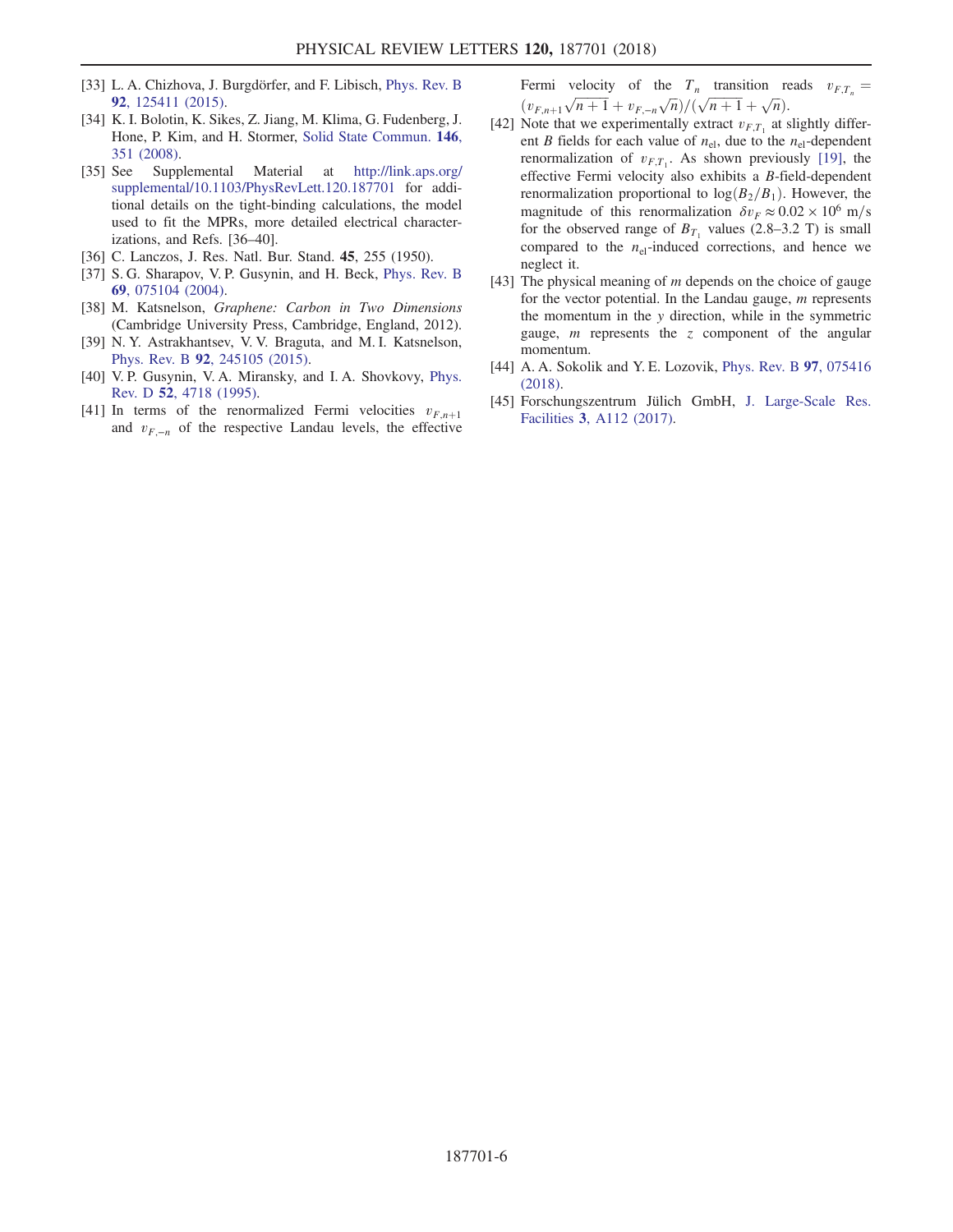[33] L. A. Chizhova, J. Burgdörfer, and F. Libisch, Phys. Rev. B **92**, 125411 (2015).

[34] K. I. Bolotin, K. Sikes, Z. Jiang, M. Klima, G. Fudenberg, J. Hone, P. Kim, and H. Stormer, Solid State Commun. **146**, 351 (2008).

[35] See Supplemental Material at http://link.aps.org/supplemental/10.1103/PhysRevLett.120.187701 for additional details on the tight-binding calculations, the model used to fit the MPRs, more detailed electrical characterizations, and Refs. [36–40].

[36] C. Lanczos, J. Res. Natl. Bur. Stand. **45**, 255 (1950).

[37] S. G. Sharapov, V. P. Gusynin, and H. Beck, Phys. Rev. B **69**, 075104 (2004).

[38] M. Katsnelson, *Graphene: Carbon in Two Dimensions* (Cambridge University Press, Cambridge, England, 2012).

[39] N. Y. Astrakhantsev, V. V. Braguta, and M. I. Katsnelson, Phys. Rev. B **92**, 245105 (2015).

[40] V. P. Gusynin, V. A. Miransky, and I. A. Shovkovy, Phys. Rev. D **52**, 4718 (1995).

[41] In terms of the renormalized Fermi velocities $v_{F,n+1}$ and $v_{F,-n}$ of the respective Landau levels, the effective Fermi velocity of the $T_n$ transition reads $v_{F,T_n} = (v_{F,n+1}\sqrt{n+1} + v_{F,-n}\sqrt{n})/(\sqrt{n+1} + \sqrt{n})$.

[42] Note that we experimentally extract $v_{F,T_1}$ at slightly different $B$ fields for each value of $n_{\mathrm{el}}$, due to the $n_{\mathrm{el}}$-dependent renormalization of $v_{F,T_1}$. As shown previously [19], the effective Fermi velocity also exhibits a $B$-field-dependent renormalization proportional to $\log(B_2/B_1)$. However, the magnitude of this renormalization $\delta v_F \approx 0.02 \times 10^6$ m/s for the observed range of $B_{T_1}$ values (2.8–3.2 T) is small compared to the $n_{\mathrm{el}}$-induced corrections, and hence we neglect it.

[43] The physical meaning of $m$ depends on the choice of gauge for the vector potential. In the Landau gauge, $m$ represents the momentum in the $y$ direction, while in the symmetric gauge, $m$ represents the $z$ component of the angular momentum.

[44] A. A. Sokolik and Y. E. Lozovik, Phys. Rev. B **97**, 075416 (2018).

[45] Forschungszentrum Jülich GmbH, J. Large-Scale Res. Facilities **3**, A112 (2017).